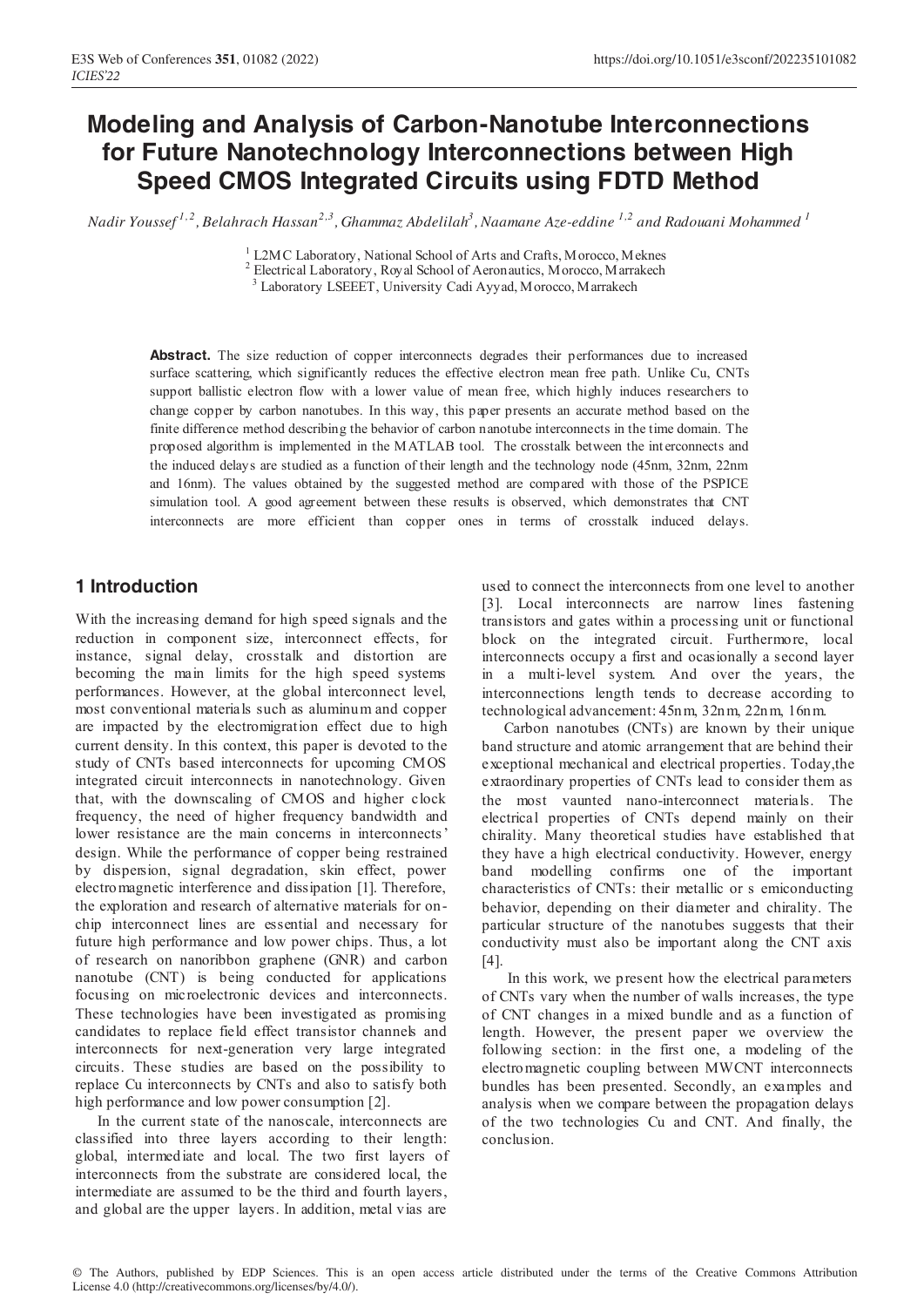# Modeling and Analysis of Carbon-Nanotube Interconnections for Future Nanotechnology Interconnections between High Speed CMOS Integrated Circuits using FDTD Method

*Nadir Youssef* [1,2], *Belahrach Hassan* [2,3], *Ghammaz Abdelilah* [3], *Naamane Aze-eddine* [1,2] and *Radouani Mohammed* [1]

[1] L2MC Laboratory, National School of Arts and Crafts, Morocco, Meknes
[2] Electrical Laboratory, Royal School of Aeronautics, Morocco, Marrakech
[3] Laboratory LSEEET, University Cadi Ayyad, Morocco, Marrakech

**Abstract.** The size reduction of copper interconnects degrades their performances due to increased surface scattering, which significantly reduces the effective electron mean free path. Unlike Cu, CNTs support ballistic electron flow with a lower value of mean free, which highly induces researchers to change copper by carbon nanotubes. In this way, this paper presents an accurate method based on the finite difference method describing the behavior of carbon nanotube interconnects in the time domain. The proposed algorithm is implemented in the MATLAB tool. The crosstalk between the interconnects and the induced delays are studied as a function of their length and the technology node (45nm, 32nm, 22nm and 16nm). The values obtained by the suggested method are compared with those of the PSPICE simulation tool. A good agreement between these results is observed, which demonstrates that CNT interconnects are more efficient than copper ones in terms of crosstalk induced delays.

## 1 Introduction

With the increasing demand for high speed signals and the reduction in component size, interconnect effects, for instance, signal delay, crosstalk and distortion are becoming the main limits for the high speed systems performances. However, at the global interconnect level, most conventional materials such as aluminum and copper are impacted by the electromigration effect due to high current density. In this context, this paper is devoted to the study of CNTs based interconnects for upcoming CMOS integrated circuit interconnects in nanotechnology. Given that, with the downscaling of CMOS and higher clock frequency, the need of higher frequency bandwidth and lower resistance are the main concerns in interconnects' design. While the performance of copper being restrained by dispersion, signal degradation, skin effect, power electromagnetic interference and dissipation [1]. Therefore, the exploration and research of alternative materials for on-chip interconnect lines are essential and necessary for future high performance and low power chips. Thus, a lot of research on nanoribbon graphene (GNR) and carbon nanotube (CNT) is being conducted for applications focusing on microelectronic devices and interconnects. These technologies have been investigated as promising candidates to replace field effect transistor channels and interconnects for next-generation very large integrated circuits. These studies are based on the possibility to replace Cu interconnects by CNTs and also to satisfy both high performance and low power consumption [2].

In the current state of the nanoscale, interconnects are classified into three layers according to their length: global, intermediate and local. The two first layers of interconnects from the substrate are considered local, the intermediate are assumed to be the third and fourth layers, and global are the upper layers. In addition, metal vias are used to connect the interconnects from one level to another [3]. Local interconnects are narrow lines fastening transistors and gates within a processing unit or functional block on the integrated circuit. Furthermore, local interconnects occupy a first and ocasionally a second layer in a multi-level system. And over the years, the interconnections length tends to decrease according to technological advancement: 45nm, 32nm, 22nm, 16nm.

Carbon nanotubes (CNTs) are known by their unique band structure and atomic arrangement that are behind their exceptional mechanical and electrical properties. Today,the extraordinary properties of CNTs lead to consider them as the most vaunted nano-interconnect materials. The electrical properties of CNTs depend mainly on their chirality. Many theoretical studies have established that they have a high electrical conductivity. However, energy band modelling confirms one of the important characteristics of CNTs: their metallic or s emiconducting behavior, depending on their diameter and chirality. The particular structure of the nanotubes suggests that their conductivity must also be important along the CNT axis [4].

In this work, we present how the electrical parameters of CNTs vary when the number of walls increases, the type of CNT changes in a mixed bundle and as a function of length. However, the present paper we overview the following section: in the first one, a modeling of the electromagnetic coupling between MWCNT interconnects bundles has been presented. Secondly, an examples and analysis when we compare between the propagation delays of the two technologies Cu and CNT. And finally, the conclusion.

© The Authors, published by EDP Sciences. This is an open access article distributed under the terms of the Creative Commons Attribution License 4.0 (http://creativecommons.org/licenses/by/4.0/).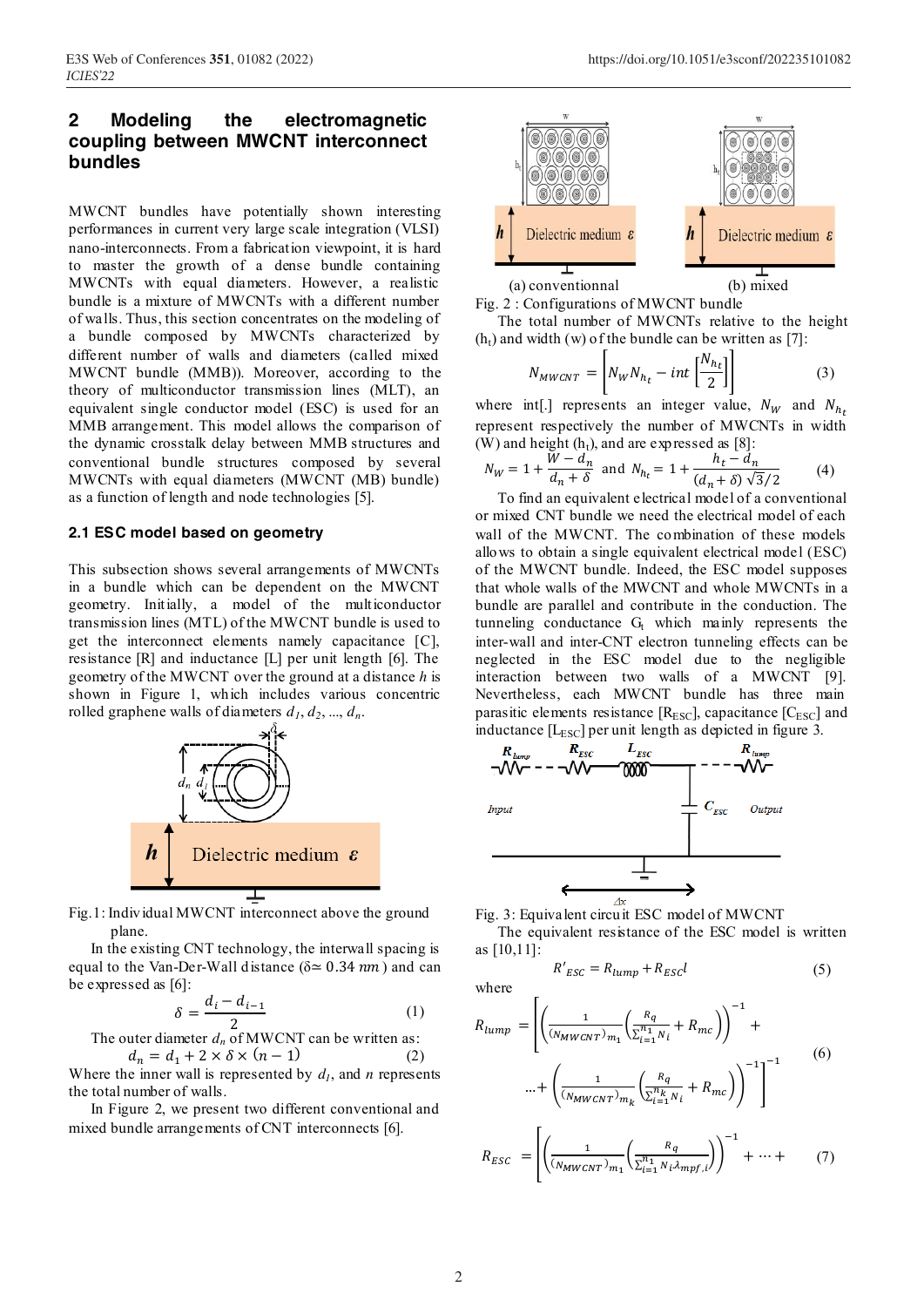## 2 Modeling the electromagnetic coupling between MWCNT interconnect bundles

MWCNT bundles have potentially shown interesting performances in current very large scale integration (VLSI) nano-interconnects. From a fabrication viewpoint, it is hard to master the growth of a dense bundle containing MWCNTs with equal diameters. However, a realistic bundle is a mixture of MWCNTs with a different number of walls. Thus, this section concentrates on the modeling of a bundle composed by MWCNTs characterized by different number of walls and diameters (called mixed MWCNT bundle (MMB)). Moreover, according to the theory of multiconductor transmission lines (MLT), an equivalent single conductor model (ESC) is used for an MMB arrangement. This model allows the comparison of the dynamic crosstalk delay between MMB structures and conventional bundle structures composed by several MWCNTs with equal diameters (MWCNT (MB) bundle) as a function of length and node technologies [5].

### 2.1 ESC model based on geometry

This subsection shows several arrangements of MWCNTs in a bundle which can be dependent on the MWCNT geometry. Initially, a model of the multiconductor transmission lines (MTL) of the MWCNT bundle is used to get the interconnect elements namely capacitance [C], resistance [R] and inductance [L] per unit length [6]. The geometry of the MWCNT over the ground at a distance *h* is shown in Figure 1, which includes various concentric rolled graphene walls of diameters $d_1, d_2, ..., d_n$.

Fig. 1: Individual MWCNT interconnect above the ground plane.

In the existing CNT technology, the interwall spacing is equal to the Van-Der-Wall distance ($\delta \simeq 0.34\ nm$) and can be expressed as [6]:

$$\delta = \frac{d_i - d_{i-1}}{2} \tag{1}$$

The outer diameter $d_n$ of MWCNT can be written as:

$$d_n = d_1 + 2 \times \delta \times (n-1) \tag{2}$$

Where the inner wall is represented by $d_1$, and $n$ represents the total number of walls.

In Figure 2, we present two different conventional and mixed bundle arrangements of CNT interconnects [6].

Fig. 2 : Configurations of MWCNT bundle (a) conventionnal (b) mixed

The total number of MWCNTs relative to the height ($h_t$) and width (w) of the bundle can be written as [7]:

$$N_{MWCNT} = \left[ N_W N_{h_t} - int\left[\frac{N_{h_t}}{2}\right] \right] \tag{3}$$

where int[.] represents an integer value, $N_W$ and $N_{h_t}$ represent respectively the number of MWCNTs in width (W) and height ($h_t$), and are expressed as [8]:

$$N_W = 1 + \frac{W - d_n}{d_n + \delta} \text{ and } N_{h_t} = 1 + \frac{h_t - d_n}{(d_n + \delta)\sqrt{3}/2} \tag{4}$$

To find an equivalent electrical model of a conventional or mixed CNT bundle we need the electrical model of each wall of the MWCNT. The combination of these models allows to obtain a single equivalent electrical model (ESC) of the MWCNT bundle. Indeed, the ESC model supposes that whole walls of the MWCNT and whole MWCNTs in a bundle are parallel and contribute in the conduction. The tunneling conductance $G_t$ which mainly represents the inter-wall and inter-CNT electron tunneling effects can be neglected in the ESC model due to the negligible interaction between two walls of a MWCNT [9]. Nevertheless, each MWCNT bundle has three main parasitic elements resistance [$R_{ESC}$], capacitance [$C_{ESC}$] and inductance [$L_{ESC}$] per unit length as depicted in figure 3.

Fig. 3: Equivalent circuit ESC model of MWCNT

The equivalent resistance of the ESC model is written as [10,11]:

$$R'_{ESC} = R_{lump} + R_{ESC} l \tag{5}$$

where

$$R_{lump} = \left[ \left( \frac{1}{(N_{MWCNT})_{m_1}} \left( \frac{R_q}{\sum_{i=1}^{n_1} N_i} + R_{mc} \right) \right)^{-1} + \ldots + \left( \frac{1}{(N_{MWCNT})_{m_k}} \left( \frac{R_q}{\sum_{i=1}^{n_k} N_i} + R_{mc} \right) \right)^{-1} \right]^{-1} \tag{6}$$

$$R_{ESC} = \left[ \left( \frac{1}{(N_{MWCNT})_{m_1}} \left( \frac{R_q}{\sum_{i=1}^{n_1} N_i \lambda_{mpf,i}} \right) \right)^{-1} + \cdots + \tag{7}$$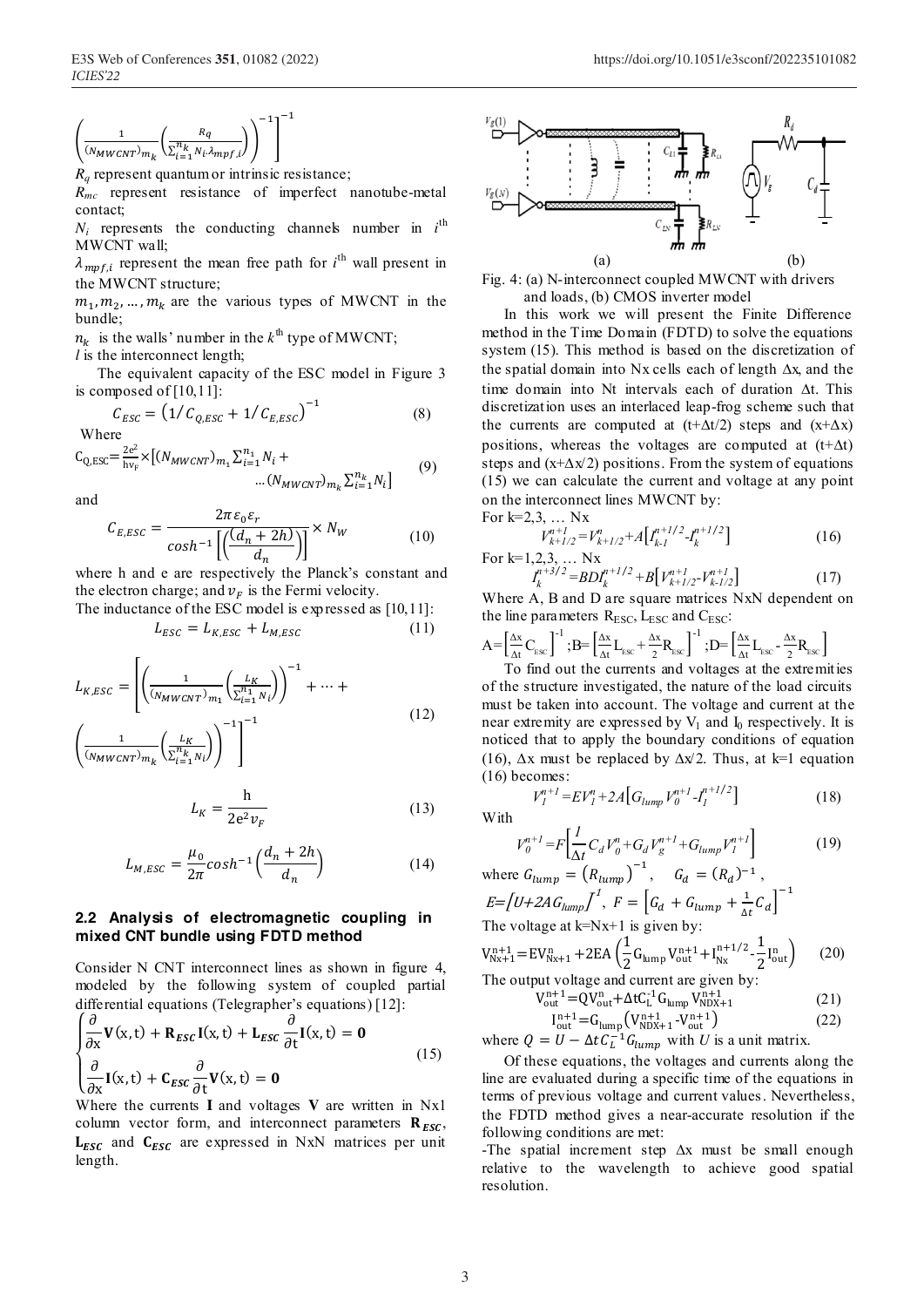$$\left(\frac{1}{(N_{MWCNT})_{m_k}}\left(\frac{R_q}{\sum_{i=1}^{n_k} N_i \lambda_{mpf,i}}\right)\right)^{-1}\Bigg]^{-1}$$

$R_q$ represent quantum or intrinsic resistance;

$R_{mc}$ represent resistance of imperfect nanotube-metal contact;

$N_i$ represents the conducting channels number in $i^{th}$ MWCNT wall;

$\lambda_{mpf,i}$ represent the mean free path for $i^{th}$ wall present in the MWCNT structure;

$m_1, m_2, \ldots, m_k$ are the various types of MWCNT in the bundle;

$n_k$ is the walls' number in the $k^{th}$ type of MWCNT;

$l$ is the interconnect length;

The equivalent capacity of the ESC model in Figure 3 is composed of [10,11]:

$$C_{ESC} = \left(1/C_{Q,ESC} + 1/C_{E,ESC}\right)^{-1} \tag{8}$$

Where

$$C_{Q,ESC} = \frac{2e^2}{hv_F} \times \left[(N_{MWCNT})_{m_1} \sum_{i=1}^{n_1} N_i + \ldots (N_{MWCNT})_{m_k} \sum_{i=1}^{n_k} N_i\right] \tag{9}$$

and

$$C_{E,ESC} = \frac{2\pi\varepsilon_0\varepsilon_r}{\cosh^{-1}\left[\left(\frac{(d_n + 2h)}{d_n}\right)\right]} \times N_W \tag{10}$$

where h and e are respectively the Planck's constant and the electron charge; and $v_F$ is the Fermi velocity.

The inductance of the ESC model is expressed as [10,11]:

$$L_{ESC} = L_{K,ESC} + L_{M,ESC} \tag{11}$$

$$L_{K,ESC} = \left[\left(\frac{1}{(N_{MWCNT})_{m_1}}\left(\frac{L_K}{\sum_{i=1}^{n_1} N_i}\right)\right)^{-1} + \cdots + \left(\frac{1}{(N_{MWCNT})_{m_k}}\left(\frac{L_K}{\sum_{i=1}^{n_k} N_i}\right)\right)^{-1}\right]^{-1} \tag{12}$$

$$L_K = \frac{h}{2e^2 v_F} \tag{13}$$

$$L_{M,ESC} = \frac{\mu_0}{2\pi}\cosh^{-1}\left(\frac{d_n + 2h}{d_n}\right) \tag{14}$$

### 2.2 Analysis of electromagnetic coupling in mixed CNT bundle using FDTD method

Consider N CNT interconnect lines as shown in figure 4, modeled by the following system of coupled partial differential equations (Telegrapher's equations) [12]:

$$\begin{cases} \dfrac{\partial}{\partial x}\mathbf{V}(x,t) + \mathbf{R}_{ESC}\mathbf{I}(x,t) + \mathbf{L}_{ESC}\dfrac{\partial}{\partial t}\mathbf{I}(x,t) = \mathbf{0} \\ \dfrac{\partial}{\partial x}\mathbf{I}(x,t) + \mathbf{C}_{ESC}\dfrac{\partial}{\partial t}\mathbf{V}(x,t) = \mathbf{0} \end{cases} \tag{15}$$

Where the currents **I** and voltages **V** are written in Nx1 column vector form, and interconnect parameters $\mathbf{R}_{ESC}$, $\mathbf{L}_{ESC}$ and $\mathbf{C}_{ESC}$ are expressed in NxN matrices per unit length.

Fig. 4: (a) N-interconnect coupled MWCNT with drivers and loads, (b) CMOS inverter model

In this work we will present the Finite Difference method in the Time Domain (FDTD) to solve the equations system (15). This method is based on the discretization of the spatial domain into Nx cells each of length Δx, and the time domain into Nt intervals each of duration Δt. This discretization uses an interlaced leap-frog scheme such that the currents are computed at (t+Δt/2) steps and (x+Δx) positions, whereas the voltages are computed at (t+Δt) steps and (x+Δx/2) positions. From the system of equations (15) we can calculate the current and voltage at any point on the interconnect lines MWCNT by:

For k=2,3, … Nx

$$V_{k+1/2}^{n+1} = V_{k+1/2}^{n} + A\left[I_{k-1}^{n+1/2} - I_k^{n+1/2}\right] \tag{16}$$

For k=1,2,3, … Nx

$$I_k^{n+3/2} = BDI_k^{n+1/2} + B\left[V_{k+1/2}^{n+1} - V_{k-1/2}^{n+1}\right] \tag{17}$$

Where A, B and D are square matrices NxN dependent on the line parameters $R_{ESC}$, $L_{ESC}$ and $C_{ESC}$:

$$A = \left[\frac{\Delta x}{\Delta t}C_{ESC}\right]^{-1}; B = \left[\frac{\Delta x}{\Delta t}L_{ESC} + \frac{\Delta x}{2}R_{ESC}\right]^{-1}; D = \left[\frac{\Delta x}{\Delta t}L_{ESC} - \frac{\Delta x}{2}R_{ESC}\right]$$

To find out the currents and voltages at the extremities of the structure investigated, the nature of the load circuits must be taken into account. The voltage and current at the near extremity are expressed by $V_1$ and $I_0$ respectively. It is noticed that to apply the boundary conditions of equation (16), Δx must be replaced by Δx/2. Thus, at k=1 equation (16) becomes:

$$V_1^{n+1} = EV_1^n + 2A\left[G_{lump}V_0^{n+1} - I_1^{n+1/2}\right] \tag{18}$$

With

$$V_0^{n+1} = F\left[\frac{1}{\Delta t}C_d V_0^n + G_d V_g^{n+1} + G_{lump}V_1^{n+1}\right] \tag{19}$$

where $G_{lump} = (R_{lump})^{-1}$, $G_d = (R_d)^{-1}$,

$E = \left[U + 2AG_{lump}\right]^{-1}$, $F = \left[G_d + G_{lump} + \frac{1}{\Delta t}C_d\right]^{-1}$

The voltage at k=Nx+1 is given by:

$$V_{Nx+1}^{n+1} = EV_{Nx+1}^n + 2EA\left(\frac{1}{2}G_{lump}V_{out}^{n+1} + I_{Nx}^{n+1/2} - \frac{1}{2}I_{out}^n\right) \tag{20}$$

The output voltage and current are given by:

$$V_{out}^{n+1} = QV_{out}^n + \Delta t C_L^{-1} G_{lump} V_{NDX+1}^{n+1} \tag{21}$$

$$I_{out}^{n+1} = G_{lump}\left(V_{NDX+1}^{n+1} - V_{out}^{n+1}\right) \tag{22}$$

where $Q = U - \Delta t C_L^{-1} G_{lump}$ with $U$ is a unit matrix.

Of these equations, the voltages and currents along the line are evaluated during a specific time of the equations in terms of previous voltage and current values. Nevertheless, the FDTD method gives a near-accurate resolution if the following conditions are met:

-The spatial increment step Δx must be small enough relative to the wavelength to achieve good spatial resolution.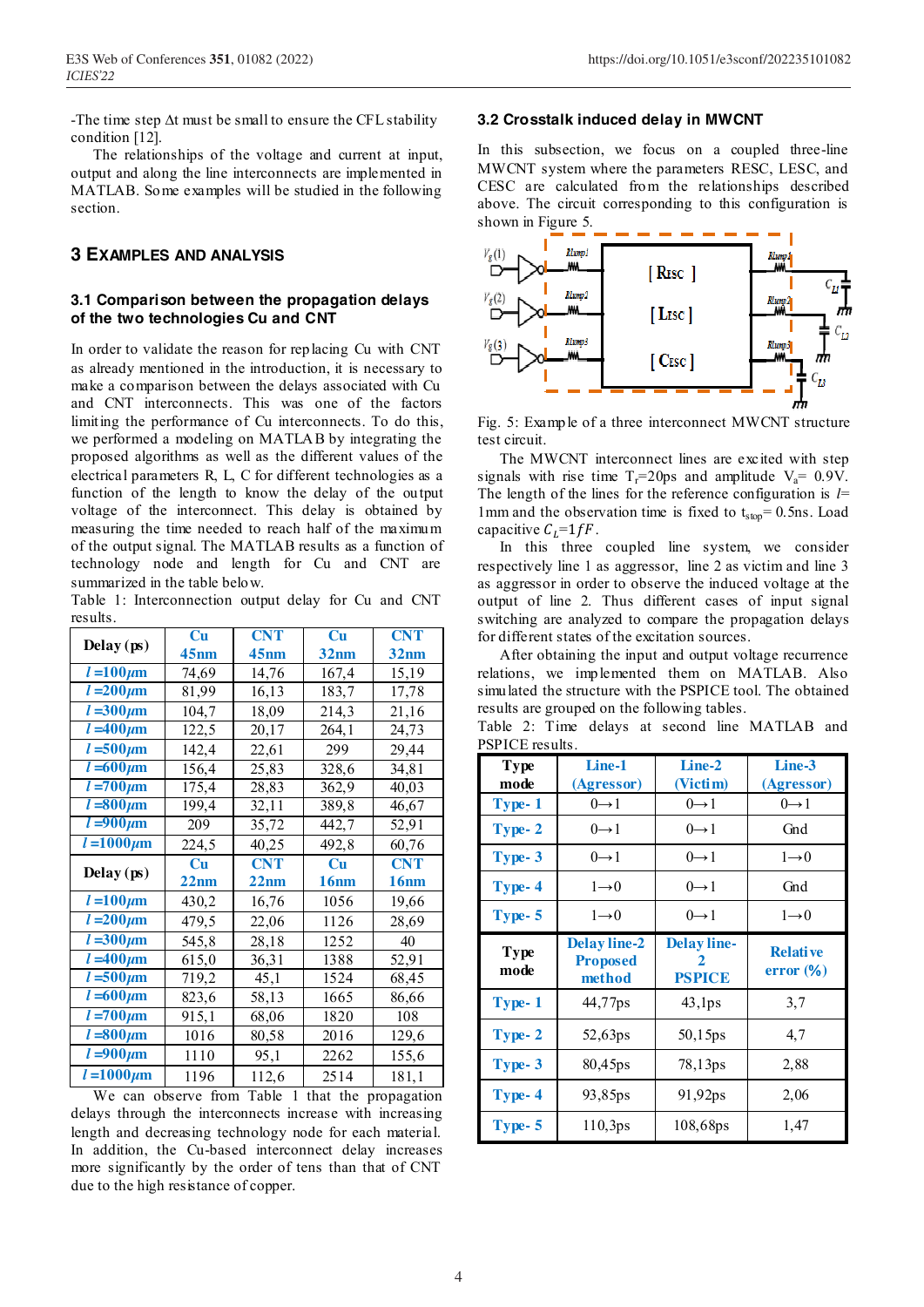-The time step Δt must be small to ensure the CFL stability condition [12].

The relationships of the voltage and current at input, output and along the line interconnects are implemented in MATLAB. Some examples will be studied in the following section.

## 3 Examples and analysis

### 3.1 Comparison between the propagation delays of the two technologies Cu and CNT

In order to validate the reason for replacing Cu with CNT as already mentioned in the introduction, it is necessary to make a comparison between the delays associated with Cu and CNT interconnects. This was one of the factors limiting the performance of Cu interconnects. To do this, we performed a modeling on MATLAB by integrating the proposed algorithms as well as the different values of the electrical parameters R, L, C for different technologies as a function of the length to know the delay of the output voltage of the interconnect. This delay is obtained by measuring the time needed to reach half of the maximum of the output signal. The MATLAB results as a function of technology node and length for Cu and CNT are summarized in the table below.

Table 1: Interconnection output delay for Cu and CNT results.

| Delay (ps) | Cu 45nm | CNT 45nm | Cu 32nm | CNT 32nm |
|---|---|---|---|---|
| $l$ =100$\mu$m | 74,69 | 14,76 | 167,4 | 15,19 |
| $l$ =200$\mu$m | 81,99 | 16,13 | 183,7 | 17,78 |
| $l$ =300$\mu$m | 104,7 | 18,09 | 214,3 | 21,16 |
| $l$ =400$\mu$m | 122,5 | 20,17 | 264,1 | 24,73 |
| $l$ =500$\mu$m | 142,4 | 22,61 | 299 | 29,44 |
| $l$ =600$\mu$m | 156,4 | 25,83 | 328,6 | 34,81 |
| $l$ =700$\mu$m | 175,4 | 28,83 | 362,9 | 40,03 |
| $l$ =800$\mu$m | 199,4 | 32,11 | 389,8 | 46,67 |
| $l$ =900$\mu$m | 209 | 35,72 | 442,7 | 52,91 |
| $l$ =1000$\mu$m | 224,5 | 40,25 | 492,8 | 60,76 |
| **Delay (ps)** | **Cu 22nm** | **CNT 22nm** | **Cu 16nm** | **CNT 16nm** |
| $l$ =100$\mu$m | 430,2 | 16,76 | 1056 | 19,66 |
| $l$ =200$\mu$m | 479,5 | 22,06 | 1126 | 28,69 |
| $l$ =300$\mu$m | 545,8 | 28,18 | 1252 | 40 |
| $l$ =400$\mu$m | 615,0 | 36,31 | 1388 | 52,91 |
| $l$ =500$\mu$m | 719,2 | 45,1 | 1524 | 68,45 |
| $l$ =600$\mu$m | 823,6 | 58,13 | 1665 | 86,66 |
| $l$ =700$\mu$m | 915,1 | 68,06 | 1820 | 108 |
| $l$ =800$\mu$m | 1016 | 80,58 | 2016 | 129,6 |
| $l$ =900$\mu$m | 1110 | 95,1 | 2262 | 155,6 |
| $l$ =1000$\mu$m | 1196 | 112,6 | 2514 | 181,1 |

We can observe from Table 1 that the propagation delays through the interconnects increase with increasing length and decreasing technology node for each material. In addition, the Cu-based interconnect delay increases more significantly by the order of tens than that of CNT due to the high resistance of copper.

### 3.2 Crosstalk induced delay in MWCNT

In this subsection, we focus on a coupled three-line MWCNT system where the parameters RESC, LESC, and CESC are calculated from the relationships described above. The circuit corresponding to this configuration is shown in Figure 5.

Fig. 5: Example of a three interconnect MWCNT structure test circuit.

The MWCNT interconnect lines are excited with step signals with rise time $T_r$=20ps and amplitude $V_a$= 0.9V. The length of the lines for the reference configuration is $l$= 1mm and the observation time is fixed to $t_{stop}$= 0.5ns. Load capacitive $C_L$=1$fF$.

In this three coupled line system, we consider respectively line 1 as aggressor, line 2 as victim and line 3 as aggressor in order to observe the induced voltage at the output of line 2. Thus different cases of input signal switching are analyzed to compare the propagation delays for different states of the excitation sources.

After obtaining the input and output voltage recurrence relations, we implemented them on MATLAB. Also simulated the circuit with the PSPICE tool. The obtained results are grouped on the following tables.

Table 2: Time delays at second line MATLAB and PSPICE results.

| Type mode | Line-1 (Agressor) | Line-2 (Victim) | Line-3 (Agressor) |
|---|---|---|---|
| Type- 1 | 0→1 | 0→1 | 0→1 |
| Type- 2 | 0→1 | 0→1 | Gnd |
| Type- 3 | 0→1 | 0→1 | 1→0 |
| Type- 4 | 1→0 | 0→1 | Gnd |
| Type- 5 | 1→0 | 0→1 | 1→0 |
| **Type mode** | **Delay line-2 Proposed method** | **Delay line-2 PSPICE** | **Relative error (%)** |
| Type- 1 | 44,77ps | 43,1ps | 3,7 |
| Type- 2 | 52,63ps | 50,15ps | 4,7 |
| Type- 3 | 80,45ps | 78,13ps | 2,88 |
| Type- 4 | 93,85ps | 91,92ps | 2,06 |
| Type- 5 | 110,3ps | 108,68ps | 1,47 |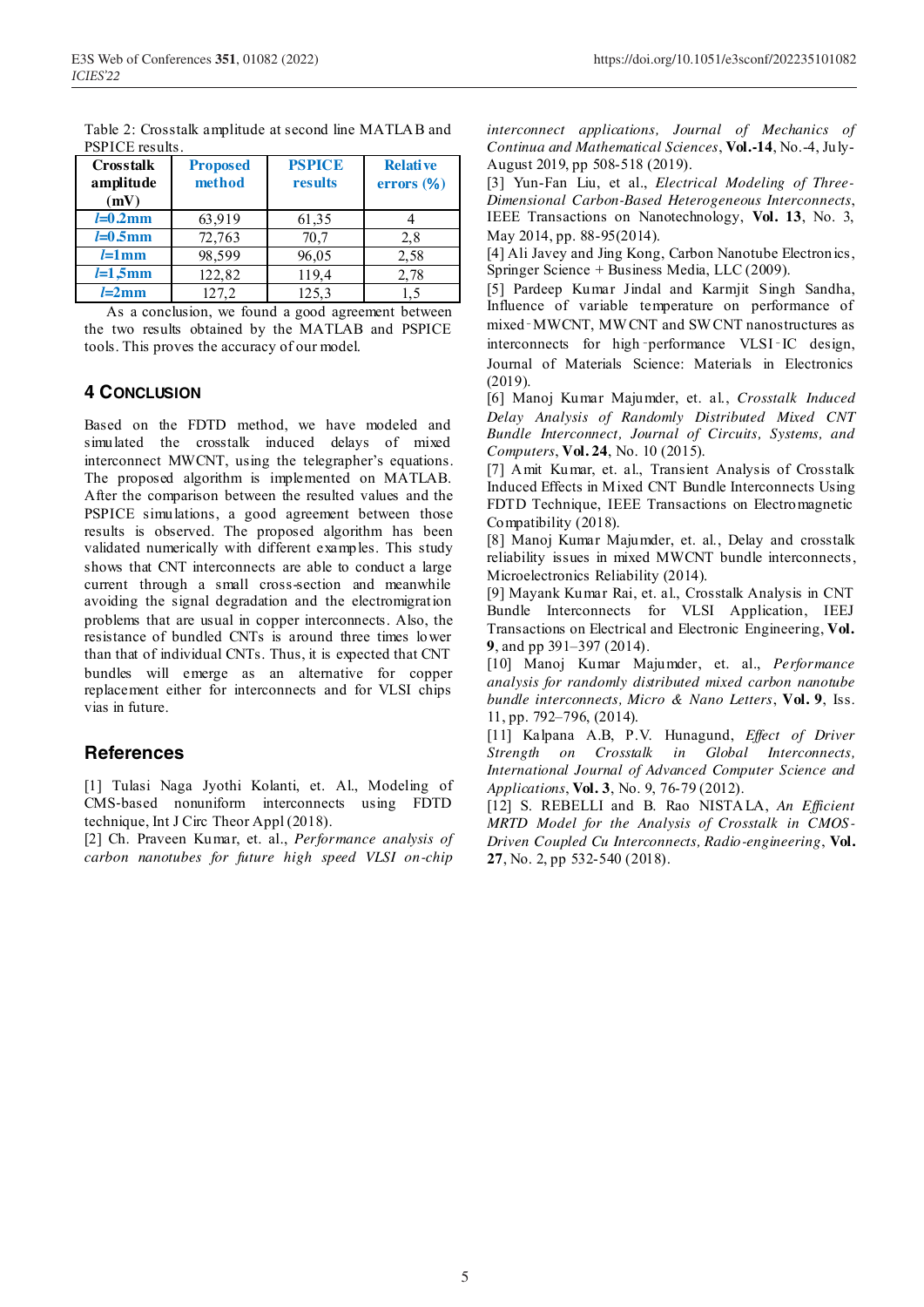Table 2: Crosstalk amplitude at second line MATLAB and PSPICE results.

| Crosstalk amplitude (mV) | Proposed method | PSPICE results | Relative errors (%) |
|---|---|---|---|
| $l$=0.2mm | 63,919 | 61,35 | 4 |
| $l$=0.5mm | 72,763 | 70,7 | 2,8 |
| $l$=1mm | 98,599 | 96,05 | 2,58 |
| $l$=1,5mm | 122,82 | 119,4 | 2,78 |
| $l$=2mm | 127,2 | 125,3 | 1,5 |

As a conclusion, we found a good agreement between the two results obtained by the MATLAB and PSPICE tools. This proves the accuracy of our model.

## 4 Conclusion

Based on the FDTD method, we have modeled and simulated the crosstalk induced delays of mixed interconnect MWCNT, using the telegrapher's equations. The proposed algorithm is implemented on MATLAB. After the comparison between the resulted values and the PSPICE simulations, a good agreement between those results is observed. The proposed algorithm has been validated numerically with different examples. This study shows that CNT interconnects are able to conduct a large current through a small cross-section and meanwhile avoiding the signal degradation and the electromigration problems that are usual in copper interconnects. Also, the resistance of bundled CNTs is around three times lower than that of individual CNTs. Thus, it is expected that CNT bundles will emerge as an alternative for copper replacement either for interconnects and for VLSI chips vias in future.

## References

[1] Tulasi Naga Jyothi Kolanti, et. Al., Modeling of CMS-based nonuniform interconnects using FDTD technique, Int J Circ Theor Appl (2018).

[2] Ch. Praveen Kumar, et. al., *Performance analysis of carbon nanotubes for future high speed VLSI on-chip interconnect applications, Journal of Mechanics of Continua and Mathematical Sciences*, **Vol.-14**, No.-4, July-August 2019, pp 508-518 (2019).

[3] Yun-Fan Liu, et al., *Electrical Modeling of Three-Dimensional Carbon-Based Heterogeneous Interconnects*, IEEE Transactions on Nanotechnology, **Vol. 13**, No. 3, May 2014, pp. 88-95(2014).

[4] Ali Javey and Jing Kong, Carbon Nanotube Electronics, Springer Science + Business Media, LLC (2009).

[5] Pardeep Kumar Jindal and Karmjit Singh Sandha, Influence of variable temperature on performance of mixed‑MWCNT, MWCNT and SWCNT nanostructures as interconnects for high‑performance VLSI‑IC design, Journal of Materials Science: Materials in Electronics (2019).

[6] Manoj Kumar Majumder, et. al., *Crosstalk Induced Delay Analysis of Randomly Distributed Mixed CNT Bundle Interconnect, Journal of Circuits, Systems, and Computers*, **Vol. 24**, No. 10 (2015).

[7] Amit Kumar, et. al., Transient Analysis of Crosstalk Induced Effects in Mixed CNT Bundle Interconnects Using FDTD Technique, IEEE Transactions on Electromagnetic Compatibility (2018).

[8] Manoj Kumar Majumder, et. al., Delay and crosstalk reliability issues in mixed MWCNT bundle interconnects, Microelectronics Reliability (2014).

[9] Mayank Kumar Rai, et. al., Crosstalk Analysis in CNT Bundle Interconnects for VLSI Application, IEEJ Transactions on Electrical and Electronic Engineering, **Vol. 9**, and pp 391–397 (2014).

[10] Manoj Kumar Majumder, et. al., *Performance analysis for randomly distributed mixed carbon nanotube bundle interconnects, Micro & Nano Letters*, **Vol. 9**, Iss. 11, pp. 792–796, (2014).

[11] Kalpana A.B, P.V. Hunagund, *Effect of Driver Strength on Crosstalk in Global Interconnects, International Journal of Advanced Computer Science and Applications*, **Vol. 3**, No. 9, 76-79 (2012).

[12] S. REBELLI and B. Rao NISTALA, *An Efficient MRTD Model for the Analysis of Crosstalk in CMOS-Driven Coupled Cu Interconnects, Radio-engineering*, **Vol. 27**, No. 2, pp 532-540 (2018).